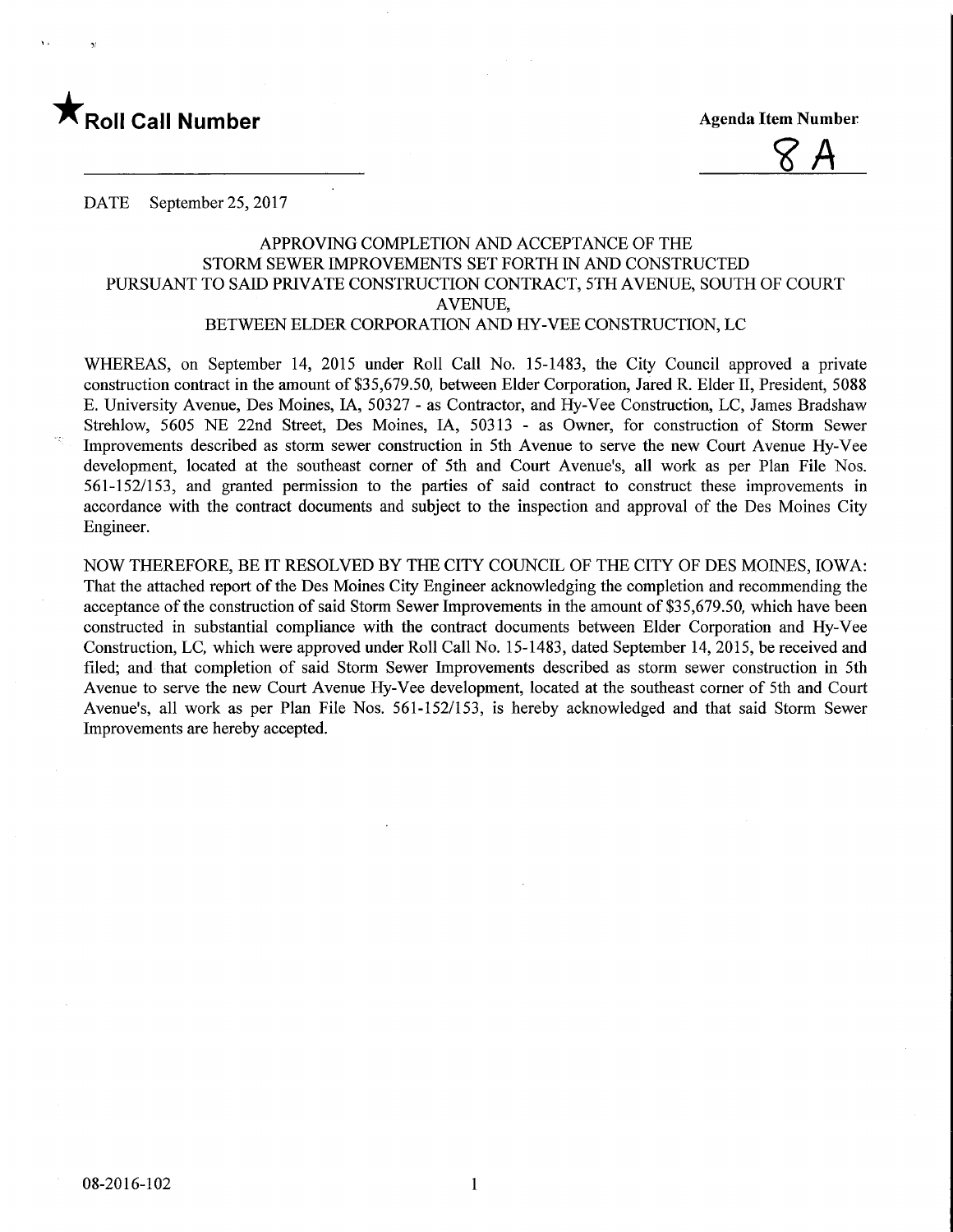★ **Roll Call Number**

**Agenda Item Number**

8A

DATE September 25, 2017

APPROVING COMPLETION AND ACCEPTANCE OF THE STORM SEWER IMPROVEMENTS SET FORTH IN AND CONSTRUCTED PURSUANT TO SAID PRIVATE CONSTRUCTION CONTRACT, 5TH AVENUE, SOUTH OF COURT AVENUE, BETWEEN ELDER CORPORATION AND HY-VEE CONSTRUCTION, LC

WHEREAS, on September 14, 2015 under Roll Call No. 15-1483, the City Council approved a private construction contract in the amount of $35,679.50, between Elder Corporation, Jared R. Elder II, President, 5088 E. University Avenue, Des Moines, IA, 50327 - as Contractor, and Hy-Vee Construction, LC, James Bradshaw Strehlow, 5605 NE 22nd Street, Des Moines, IA, 50313 - as Owner, for construction of Storm Sewer Improvements described as storm sewer construction in 5th Avenue to serve the new Court Avenue Hy-Vee development, located at the southeast corner of 5th and Court Avenue's, all work as per Plan File Nos. 561-152/153, and granted permission to the parties of said contract to construct these improvements in accordance with the contract documents and subject to the inspection and approval of the Des Moines City Engineer.

NOW THEREFORE, BE IT RESOLVED BY THE CITY COUNCIL OF THE CITY OF DES MOINES, IOWA: That the attached report of the Des Moines City Engineer acknowledging the completion and recommending the acceptance of the construction of said Storm Sewer Improvements in the amount of $35,679.50, which have been constructed in substantial compliance with the contract documents between Elder Corporation and Hy-Vee Construction, LC, which were approved under Roll Call No. 15-1483, dated September 14, 2015, be received and filed; and that completion of said Storm Sewer Improvements described as storm sewer construction in 5th Avenue to serve the new Court Avenue Hy-Vee development, located at the southeast corner of 5th and Court Avenue's, all work as per Plan File Nos. 561-152/153, is hereby acknowledged and that said Storm Sewer Improvements are hereby accepted.

08-2016-102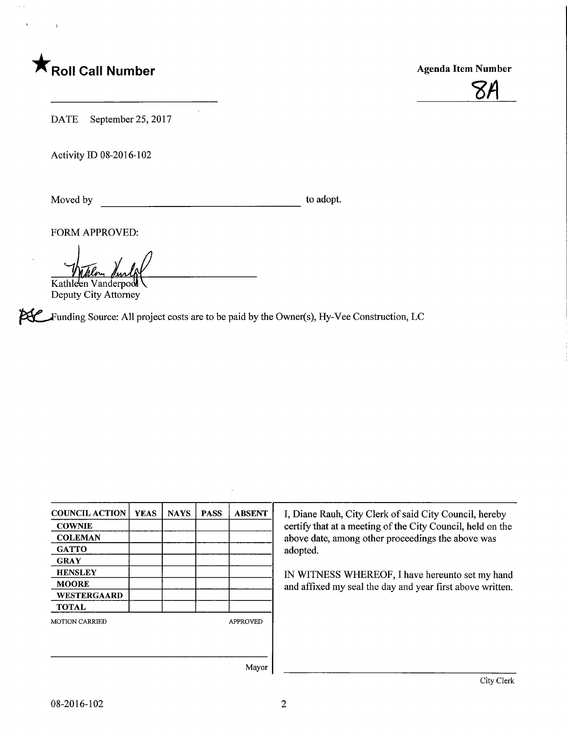★ **Roll Call Number**

**Agenda Item Number**

8A

DATE September 25, 2017

Activity ID 08-2016-102

Moved by ______________________ to adopt.

FORM APPROVED:

Kathleen Vanderpool
Deputy City Attorney

Funding Source: All project costs are to be paid by the Owner(s), Hy-Vee Construction, LC

| COUNCIL ACTION | YEAS | NAYS | PASS | ABSENT |
|---|---|---|---|---|
| COWNIE | | | | |
| COLEMAN | | | | |
| GATTO | | | | |
| GRAY | | | | |
| HENSLEY | | | | |
| MOORE | | | | |
| WESTERGAARD | | | | |
| TOTAL | | | | |

MOTION CARRIED APPROVED

______________________
Mayor

I, Diane Rauh, City Clerk of said City Council, hereby certify that at a meeting of the City Council, held on the above date, among other proceedings the above was adopted.

IN WITNESS WHEREOF, I have hereunto set my hand and affixed my seal the day and year first above written.

______________________
City Clerk

08-2016-102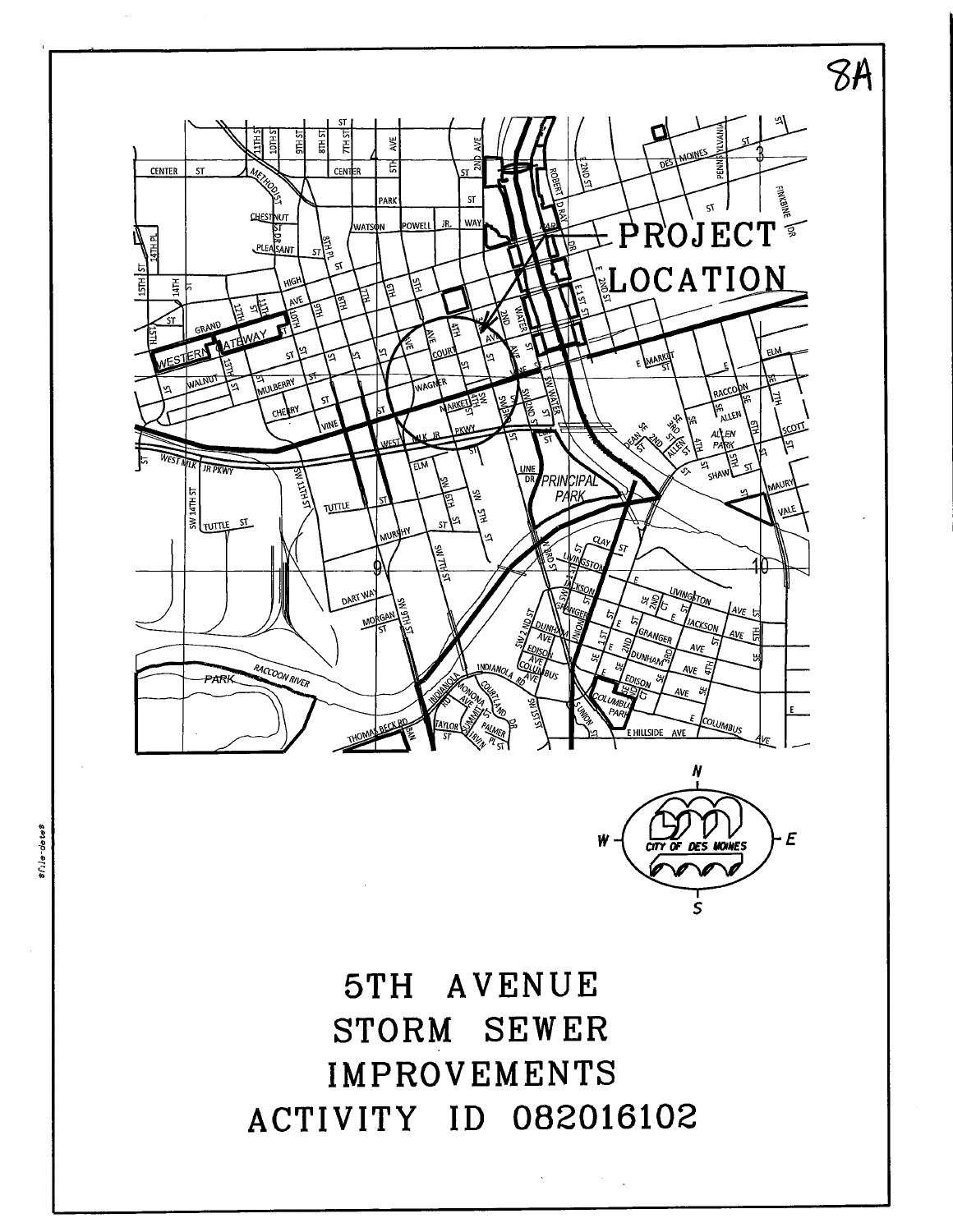8A

PROJECT LOCATION

# 5TH AVENUE STORM SEWER IMPROVEMENTS ACTIVITY ID 082016102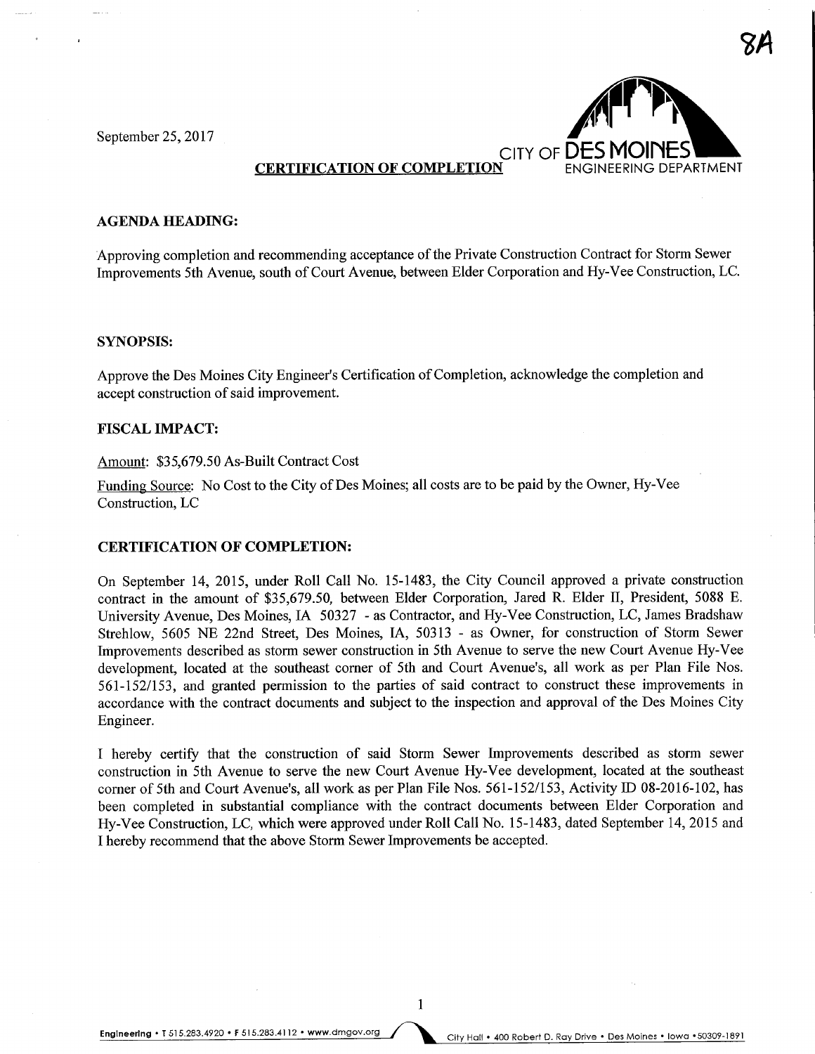8A

September 25, 2017

CITY OF DES MOINES
ENGINEERING DEPARTMENT

**CERTIFICATION OF COMPLETION**

**AGENDA HEADING:**

Approving completion and recommending acceptance of the Private Construction Contract for Storm Sewer Improvements 5th Avenue, south of Court Avenue, between Elder Corporation and Hy-Vee Construction, LC.

**SYNOPSIS:**

Approve the Des Moines City Engineer's Certification of Completion, acknowledge the completion and accept construction of said improvement.

**FISCAL IMPACT:**

Amount: $35,679.50 As-Built Contract Cost

Funding Source: No Cost to the City of Des Moines; all costs are to be paid by the Owner, Hy-Vee Construction, LC

**CERTIFICATION OF COMPLETION:**

On September 14, 2015, under Roll Call No. 15-1483, the City Council approved a private construction contract in the amount of $35,679.50, between Elder Corporation, Jared R. Elder II, President, 5088 E. University Avenue, Des Moines, IA 50327 - as Contractor, and Hy-Vee Construction, LC, James Bradshaw Strehlow, 5605 NE 22nd Street, Des Moines, IA, 50313 - as Owner, for construction of Storm Sewer Improvements described as storm sewer construction in 5th Avenue to serve the new Court Avenue Hy-Vee development, located at the southeast corner of 5th and Court Avenue's, all work as per Plan File Nos. 561-152/153, and granted permission to the parties of said contract to construct these improvements in accordance with the contract documents and subject to the inspection and approval of the Des Moines City Engineer.

I hereby certify that the construction of said Storm Sewer Improvements described as storm sewer construction in 5th Avenue to serve the new Court Avenue Hy-Vee development, located at the southeast corner of 5th and Court Avenue's, all work as per Plan File Nos. 561-152/153, Activity ID 08-2016-102, has been completed in substantial compliance with the contract documents between Elder Corporation and Hy-Vee Construction, LC, which were approved under Roll Call No. 15-1483, dated September 14, 2015 and I hereby recommend that the above Storm Sewer Improvements be accepted.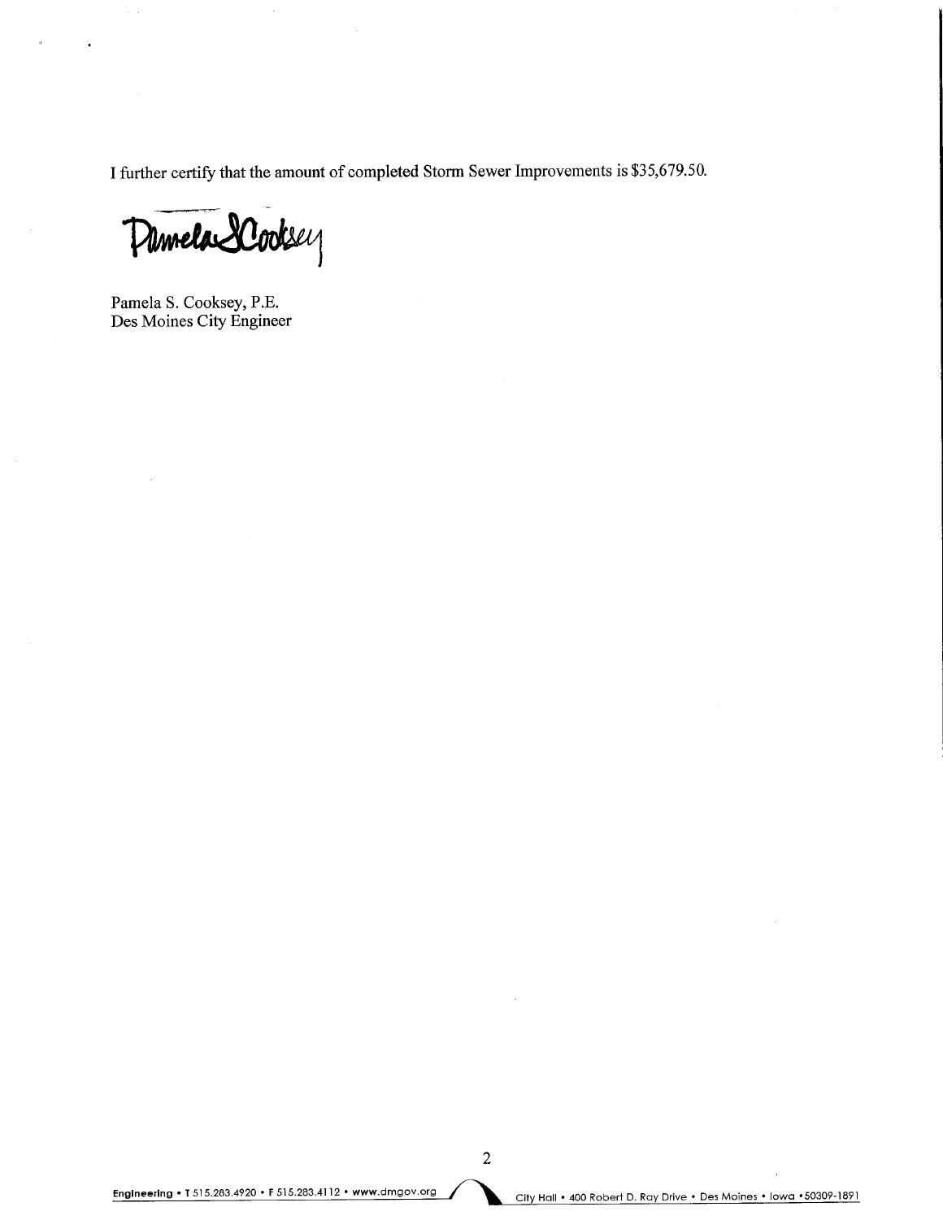I further certify that the amount of completed Storm Sewer Improvements is $35,679.50.

Pamela S. Cooksey, P.E.
Des Moines City Engineer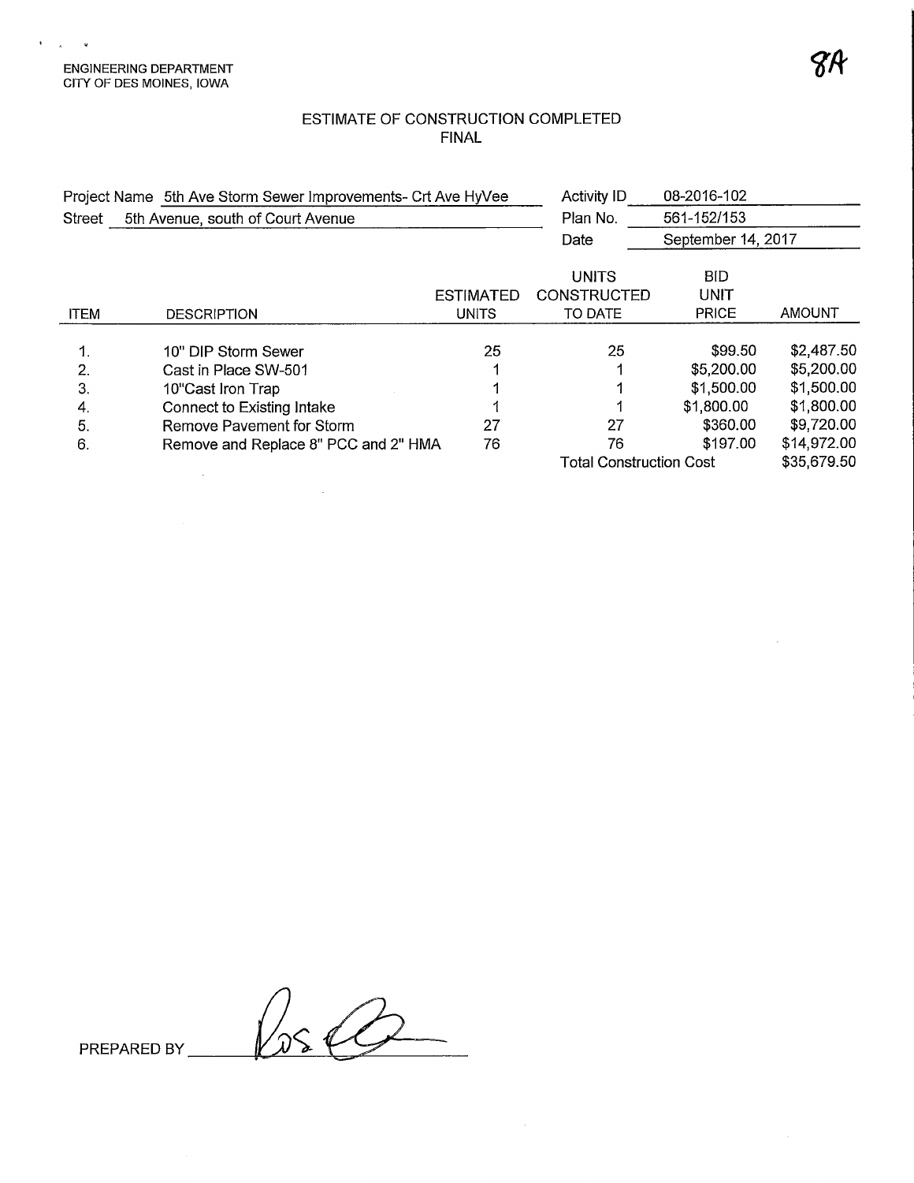ENGINEERING DEPARTMENT
CITY OF DES MOINES, IOWA

8A

# ESTIMATE OF CONSTRUCTION COMPLETED
## FINAL

Project Name 5th Ave Storm Sewer Improvements- Crt Ave HyVee

Street 5th Avenue, south of Court Avenue

Activity ID 08-2016-102

Plan No. 561-152/153

Date September 14, 2017

| ITEM | DESCRIPTION | ESTIMATED UNITS | UNITS CONSTRUCTED TO DATE | BID UNIT PRICE | AMOUNT |
|---|---|---|---|---|---|
| 1. | 10" DIP Storm Sewer | 25 | 25 | $99.50 | $2,487.50 |
| 2. | Cast in Place SW-501 | 1 | 1 | $5,200.00 | $5,200.00 |
| 3. | 10"Cast Iron Trap | 1 | 1 | $1,500.00 | $1,500.00 |
| 4. | Connect to Existing Intake | 1 | 1 | $1,800.00 | $1,800.00 |
| 5. | Remove Pavement for Storm | 27 | 27 | $360.00 | $9,720.00 |
| 6. | Remove and Replace 8" PCC and 2" HMA | 76 | 76 | $197.00 | $14,972.00 |
| | | | Total Construction Cost | | $35,679.50 |

PREPARED BY